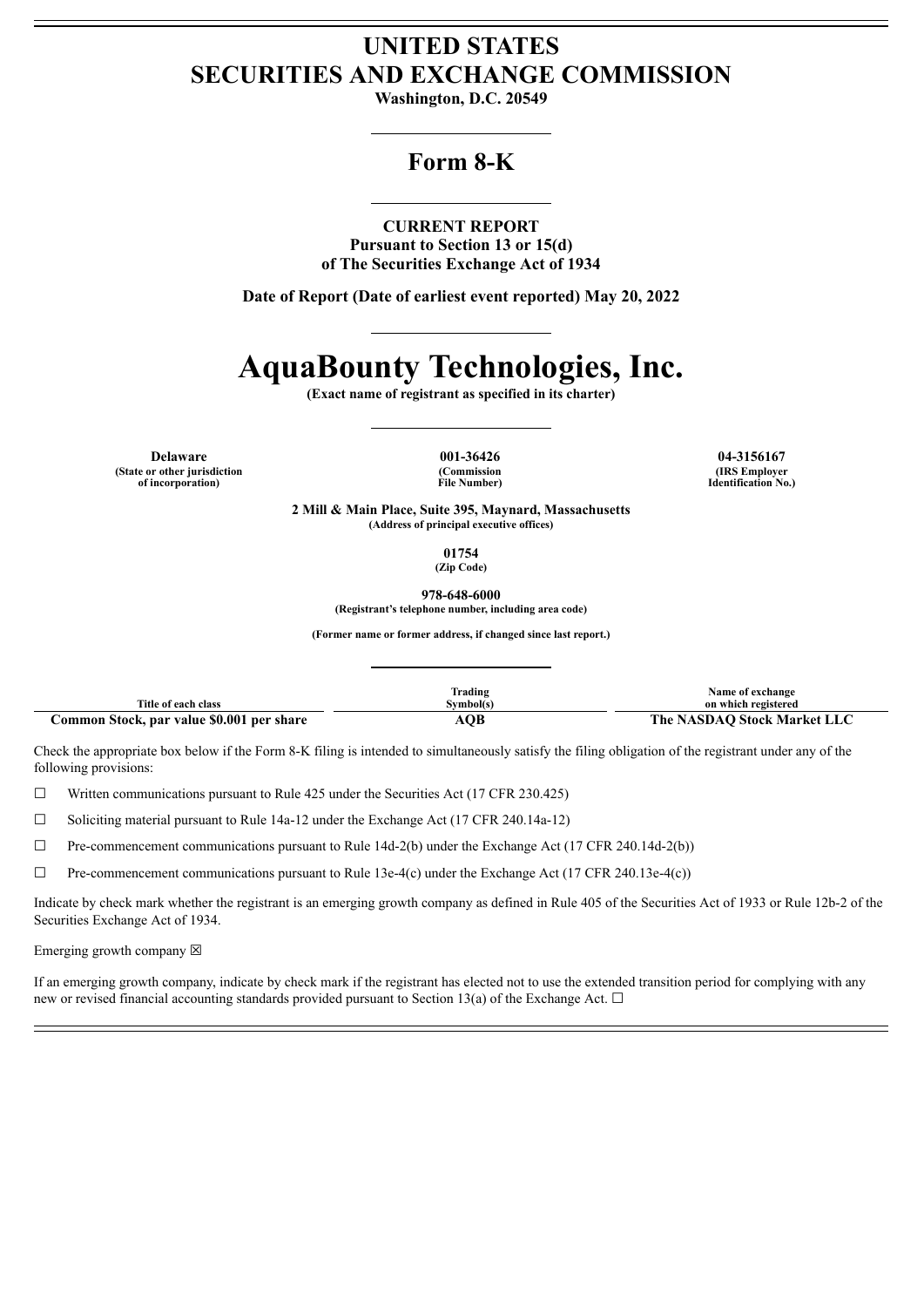# UNITED STATES
# SECURITIES AND EXCHANGE COMMISSION

**Washington, D.C. 20549**

## Form 8-K

**CURRENT REPORT**
**Pursuant to Section 13 or 15(d)**
**of The Securities Exchange Act of 1934**

**Date of Report (Date of earliest event reported) May 20, 2022**

# AquaBounty Technologies, Inc.

**(Exact name of registrant as specified in its charter)**

| **Delaware** | **001-36426** | **04-3156167** |
|---|---|---|
| **(State or other jurisdiction of incorporation)** | **(Commission File Number)** | **(IRS Employer Identification No.)** |

**2 Mill & Main Place, Suite 395, Maynard, Massachusetts**
**(Address of principal executive offices)**

**01754**
**(Zip Code)**

**978-648-6000**
**(Registrant's telephone number, including area code)**

**(Former name or former address, if changed since last report.)**

| Title of each class | Trading Symbol(s) | Name of exchange on which registered |
|---|---|---|
| **Common Stock, par value $0.001 per share** | **AQB** | **The NASDAQ Stock Market LLC** |

Check the appropriate box below if the Form 8-K filing is intended to simultaneously satisfy the filing obligation of the registrant under any of the following provisions:

☐ Written communications pursuant to Rule 425 under the Securities Act (17 CFR 230.425)

☐ Soliciting material pursuant to Rule 14a-12 under the Exchange Act (17 CFR 240.14a-12)

☐ Pre-commencement communications pursuant to Rule 14d-2(b) under the Exchange Act (17 CFR 240.14d-2(b))

☐ Pre-commencement communications pursuant to Rule 13e-4(c) under the Exchange Act (17 CFR 240.13e-4(c))

Indicate by check mark whether the registrant is an emerging growth company as defined in Rule 405 of the Securities Act of 1933 or Rule 12b-2 of the Securities Exchange Act of 1934.

Emerging growth company ☒

If an emerging growth company, indicate by check mark if the registrant has elected not to use the extended transition period for complying with any new or revised financial accounting standards provided pursuant to Section 13(a) of the Exchange Act. ☐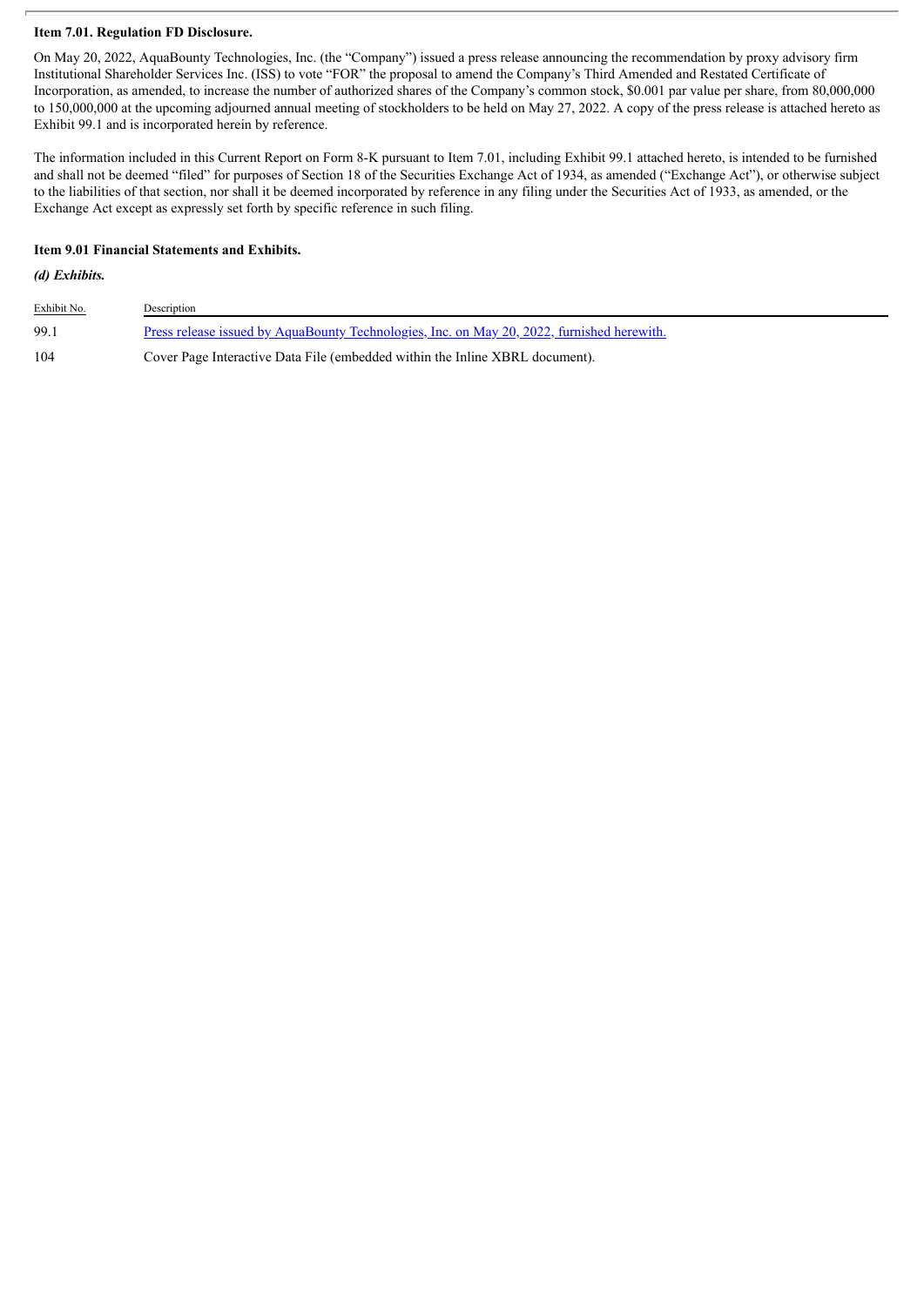**Item 7.01. Regulation FD Disclosure.**

On May 20, 2022, AquaBounty Technologies, Inc. (the "Company") issued a press release announcing the recommendation by proxy advisory firm Institutional Shareholder Services Inc. (ISS) to vote "FOR" the proposal to amend the Company's Third Amended and Restated Certificate of Incorporation, as amended, to increase the number of authorized shares of the Company's common stock, $0.001 par value per share, from 80,000,000 to 150,000,000 at the upcoming adjourned annual meeting of stockholders to be held on May 27, 2022. A copy of the press release is attached hereto as Exhibit 99.1 and is incorporated herein by reference.

The information included in this Current Report on Form 8-K pursuant to Item 7.01, including Exhibit 99.1 attached hereto, is intended to be furnished and shall not be deemed "filed" for purposes of Section 18 of the Securities Exchange Act of 1934, as amended ("Exchange Act"), or otherwise subject to the liabilities of that section, nor shall it be deemed incorporated by reference in any filing under the Securities Act of 1933, as amended, or the Exchange Act except as expressly set forth by specific reference in such filing.

**Item 9.01 Financial Statements and Exhibits.**

***(d) Exhibits.***

| Exhibit No. | Description |
|---|---|
| 99.1 | Press release issued by AquaBounty Technologies, Inc. on May 20, 2022, furnished herewith. |
| 104 | Cover Page Interactive Data File (embedded within the Inline XBRL document). |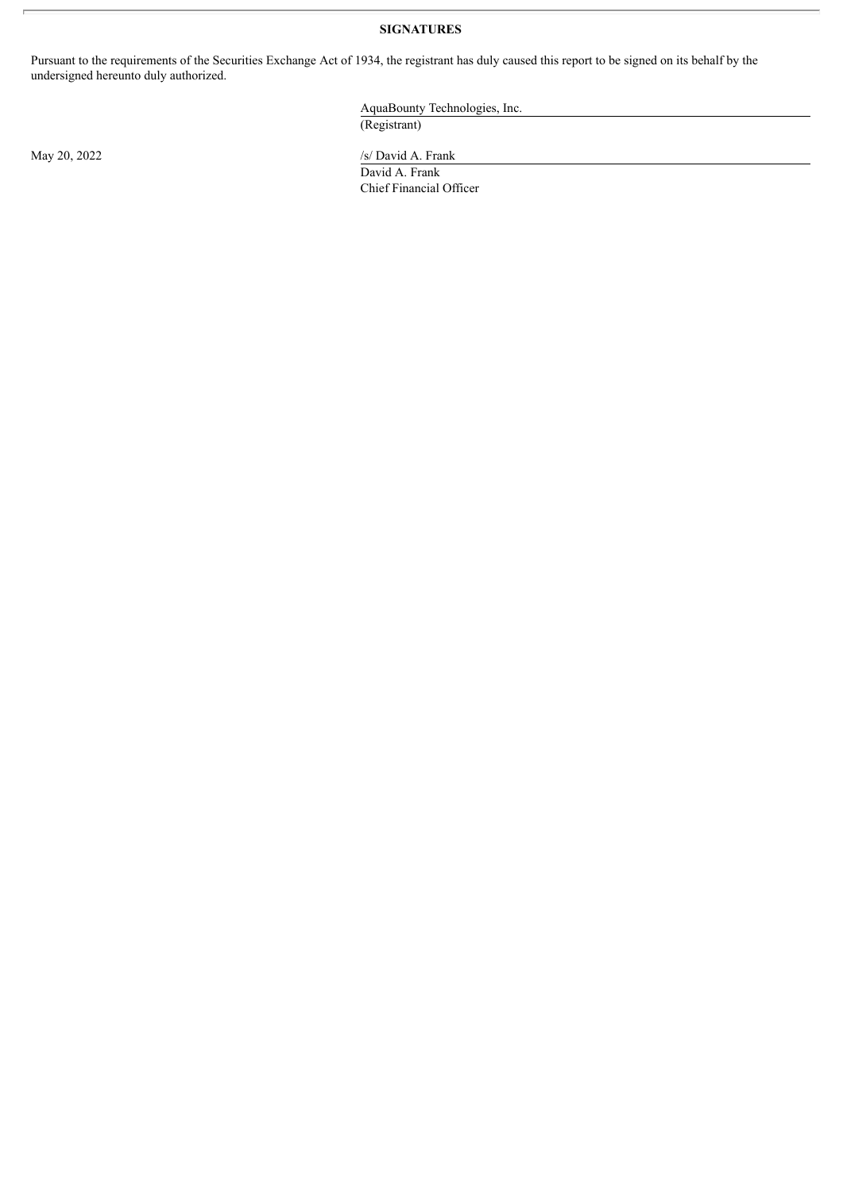**SIGNATURES**

Pursuant to the requirements of the Securities Exchange Act of 1934, the registrant has duly caused this report to be signed on its behalf by the undersigned hereunto duly authorized.

AquaBounty Technologies, Inc.
(Registrant)

May 20, 2022

/s/ David A. Frank
David A. Frank
Chief Financial Officer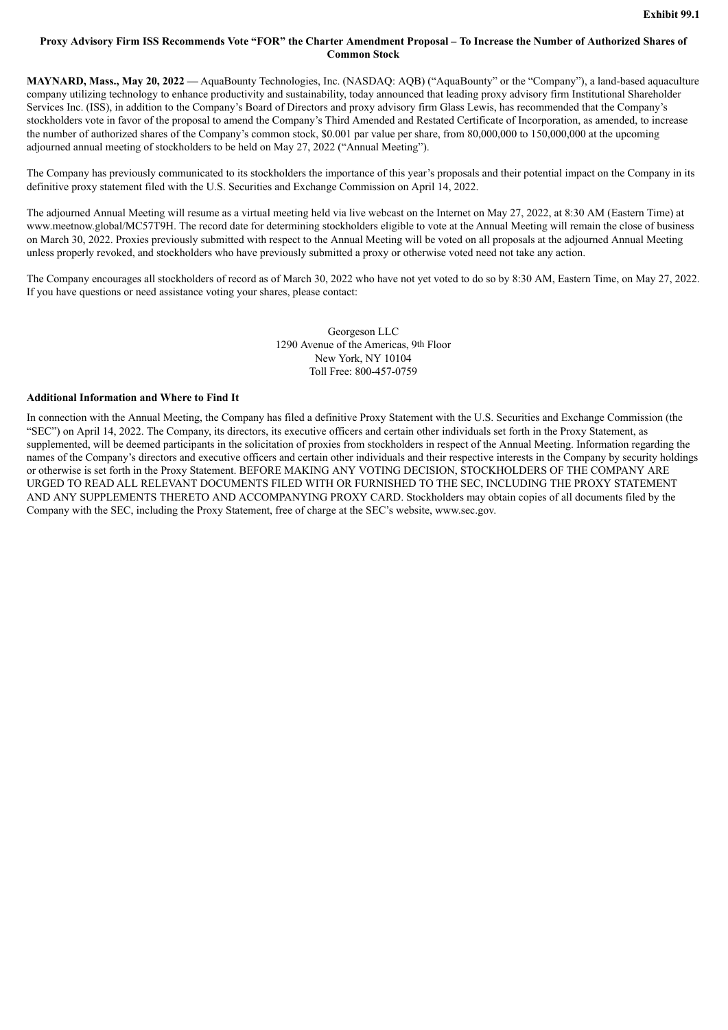**Exhibit 99.1**

**Proxy Advisory Firm ISS Recommends Vote "FOR" the Charter Amendment Proposal – To Increase the Number of Authorized Shares of Common Stock**

**MAYNARD, Mass., May 20, 2022 —** AquaBounty Technologies, Inc. (NASDAQ: AQB) ("AquaBounty" or the "Company"), a land-based aquaculture company utilizing technology to enhance productivity and sustainability, today announced that leading proxy advisory firm Institutional Shareholder Services Inc. (ISS), in addition to the Company's Board of Directors and proxy advisory firm Glass Lewis, has recommended that the Company's stockholders vote in favor of the proposal to amend the Company's Third Amended and Restated Certificate of Incorporation, as amended, to increase the number of authorized shares of the Company's common stock, $0.001 par value per share, from 80,000,000 to 150,000,000 at the upcoming adjourned annual meeting of stockholders to be held on May 27, 2022 ("Annual Meeting").

The Company has previously communicated to its stockholders the importance of this year's proposals and their potential impact on the Company in its definitive proxy statement filed with the U.S. Securities and Exchange Commission on April 14, 2022.

The adjourned Annual Meeting will resume as a virtual meeting held via live webcast on the Internet on May 27, 2022, at 8:30 AM (Eastern Time) at www.meetnow.global/MC57T9H. The record date for determining stockholders eligible to vote at the Annual Meeting will remain the close of business on March 30, 2022. Proxies previously submitted with respect to the Annual Meeting will be voted on all proposals at the adjourned Annual Meeting unless properly revoked, and stockholders who have previously submitted a proxy or otherwise voted need not take any action.

The Company encourages all stockholders of record as of March 30, 2022 who have not yet voted to do so by 8:30 AM, Eastern Time, on May 27, 2022. If you have questions or need assistance voting your shares, please contact:

Georgeson LLC
1290 Avenue of the Americas, 9th Floor
New York, NY 10104
Toll Free: 800-457-0759

**Additional Information and Where to Find It**

In connection with the Annual Meeting, the Company has filed a definitive Proxy Statement with the U.S. Securities and Exchange Commission (the "SEC") on April 14, 2022. The Company, its directors, its executive officers and certain other individuals set forth in the Proxy Statement, as supplemented, will be deemed participants in the solicitation of proxies from stockholders in respect of the Annual Meeting. Information regarding the names of the Company's directors and executive officers and certain other individuals and their respective interests in the Company by security holdings or otherwise is set forth in the Proxy Statement. BEFORE MAKING ANY VOTING DECISION, STOCKHOLDERS OF THE COMPANY ARE URGED TO READ ALL RELEVANT DOCUMENTS FILED WITH OR FURNISHED TO THE SEC, INCLUDING THE PROXY STATEMENT AND ANY SUPPLEMENTS THERETO AND ACCOMPANYING PROXY CARD. Stockholders may obtain copies of all documents filed by the Company with the SEC, including the Proxy Statement, free of charge at the SEC's website, www.sec.gov.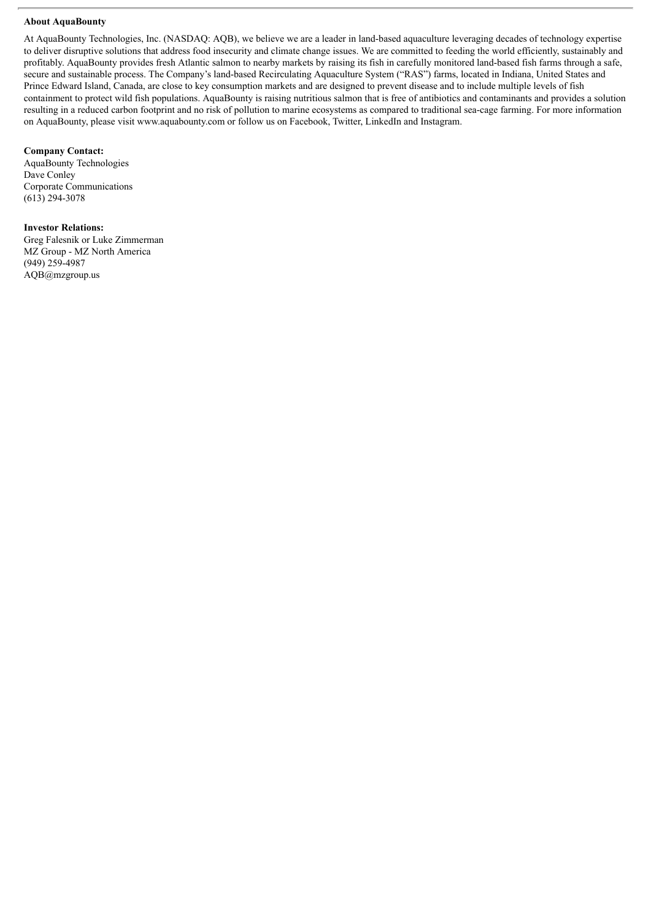**About AquaBounty**

At AquaBounty Technologies, Inc. (NASDAQ: AQB), we believe we are a leader in land-based aquaculture leveraging decades of technology expertise to deliver disruptive solutions that address food insecurity and climate change issues. We are committed to feeding the world efficiently, sustainably and profitably. AquaBounty provides fresh Atlantic salmon to nearby markets by raising its fish in carefully monitored land-based fish farms through a safe, secure and sustainable process. The Company's land-based Recirculating Aquaculture System ("RAS") farms, located in Indiana, United States and Prince Edward Island, Canada, are close to key consumption markets and are designed to prevent disease and to include multiple levels of fish containment to protect wild fish populations. AquaBounty is raising nutritious salmon that is free of antibiotics and contaminants and provides a solution resulting in a reduced carbon footprint and no risk of pollution to marine ecosystems as compared to traditional sea-cage farming. For more information on AquaBounty, please visit www.aquabounty.com or follow us on Facebook, Twitter, LinkedIn and Instagram.

**Company Contact:**
AquaBounty Technologies
Dave Conley
Corporate Communications
(613) 294-3078

**Investor Relations:**
Greg Falesnik or Luke Zimmerman
MZ Group - MZ North America
(949) 259-4987
AQB@mzgroup.us